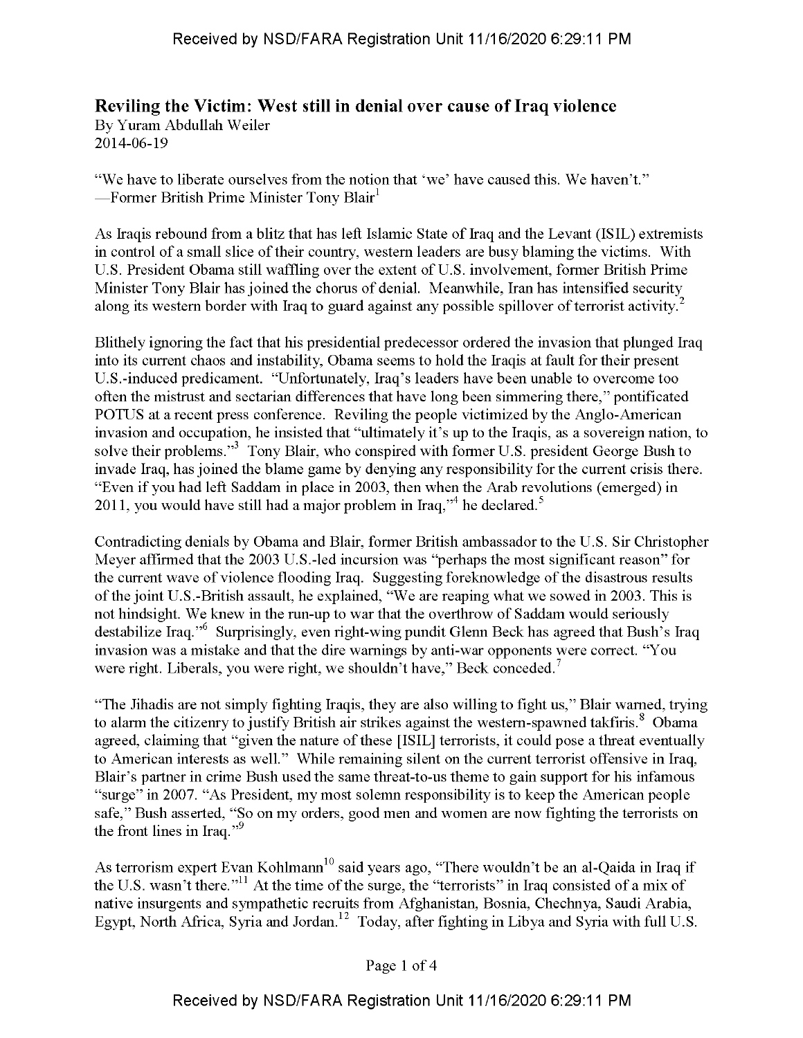## Reviling the Victim: West still in denial over cause of Iraq violence

By Yuram Abdullah Weiler
2014-06-19

"We have to liberate ourselves from the notion that 'we' have caused this. We haven't."
—Former British Prime Minister Tony Blair[1]

As Iraqis rebound from a blitz that has left Islamic State of Iraq and the Levant (ISIL) extremists in control of a small slice of their country, western leaders are busy blaming the victims. With U.S. President Obama still waffling over the extent of U.S. involvement, former British Prime Minister Tony Blair has joined the chorus of denial. Meanwhile, Iran has intensified security along its western border with Iraq to guard against any possible spillover of terrorist activity.[2]

Blithely ignoring the fact that his presidential predecessor ordered the invasion that plunged Iraq into its current chaos and instability, Obama seems to hold the Iraqis at fault for their present U.S.-induced predicament. "Unfortunately, Iraq's leaders have been unable to overcome too often the mistrust and sectarian differences that have long been simmering there," pontificated POTUS at a recent press conference. Reviling the people victimized by the Anglo-American invasion and occupation, he insisted that "ultimately it's up to the Iraqis, as a sovereign nation, to solve their problems."[3] Tony Blair, who conspired with former U.S. president George Bush to invade Iraq, has joined the blame game by denying any responsibility for the current crisis there. "Even if you had left Saddam in place in 2003, then when the Arab revolutions (emerged) in 2011, you would have still had a major problem in Iraq,"[4] he declared.[5]

Contradicting denials by Obama and Blair, former British ambassador to the U.S. Sir Christopher Meyer affirmed that the 2003 U.S.-led incursion was "perhaps the most significant reason" for the current wave of violence flooding Iraq. Suggesting foreknowledge of the disastrous results of the joint U.S.-British assault, he explained, "We are reaping what we sowed in 2003. This is not hindsight. We knew in the run-up to war that the overthrow of Saddam would seriously destabilize Iraq."[6] Surprisingly, even right-wing pundit Glenn Beck has agreed that Bush's Iraq invasion was a mistake and that the dire warnings by anti-war opponents were correct. "You were right. Liberals, you were right, we shouldn't have," Beck conceded.[7]

"The Jihadis are not simply fighting Iraqis, they are also willing to fight us," Blair warned, trying to alarm the citizenry to justify British air strikes against the western-spawned takfiris.[8] Obama agreed, claiming that "given the nature of these [ISIL] terrorists, it could pose a threat eventually to American interests as well." While remaining silent on the current terrorist offensive in Iraq, Blair's partner in crime Bush used the same threat-to-us theme to gain support for his infamous "surge" in 2007. "As President, my most solemn responsibility is to keep the American people safe," Bush asserted, "So on my orders, good men and women are now fighting the terrorists on the front lines in Iraq."[9]

As terrorism expert Evan Kohlmann[10] said years ago, "There wouldn't be an al-Qaida in Iraq if the U.S. wasn't there."[11] At the time of the surge, the "terrorists" in Iraq consisted of a mix of native insurgents and sympathetic recruits from Afghanistan, Bosnia, Chechnya, Saudi Arabia, Egypt, North Africa, Syria and Jordan.[12] Today, after fighting in Libya and Syria with full U.S.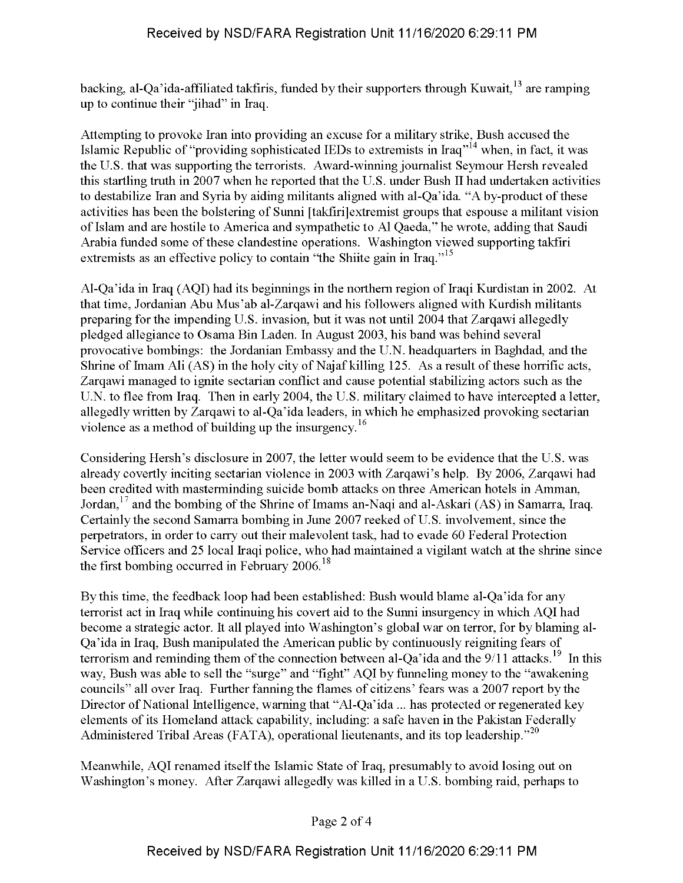backing, al-Qa'ida-affiliated takfiris, funded by their supporters through Kuwait,[13] are ramping up to continue their "jihad" in Iraq.

Attempting to provoke Iran into providing an excuse for a military strike, Bush accused the Islamic Republic of "providing sophisticated IEDs to extremists in Iraq"[14] when, in fact, it was the U.S. that was supporting the terrorists. Award-winning journalist Seymour Hersh revealed this startling truth in 2007 when he reported that the U.S. under Bush II had undertaken activities to destabilize Iran and Syria by aiding militants aligned with al-Qa'ida. "A by-product of these activities has been the bolstering of Sunni [takfiri]extremist groups that espouse a militant vision of Islam and are hostile to America and sympathetic to Al Qaeda," he wrote, adding that Saudi Arabia funded some of these clandestine operations. Washington viewed supporting takfiri extremists as an effective policy to contain "the Shiite gain in Iraq."[15]

Al-Qa'ida in Iraq (AQI) had its beginnings in the northern region of Iraqi Kurdistan in 2002. At that time, Jordanian Abu Mus'ab al-Zarqawi and his followers aligned with Kurdish militants preparing for the impending U.S. invasion, but it was not until 2004 that Zarqawi allegedly pledged allegiance to Osama Bin Laden. In August 2003, his band was behind several provocative bombings: the Jordanian Embassy and the U.N. headquarters in Baghdad, and the Shrine of Imam Ali (AS) in the holy city of Najaf killing 125. As a result of these horrific acts, Zarqawi managed to ignite sectarian conflict and cause potential stabilizing actors such as the U.N. to flee from Iraq. Then in early 2004, the U.S. military claimed to have intercepted a letter, allegedly written by Zarqawi to al-Qa'ida leaders, in which he emphasized provoking sectarian violence as a method of building up the insurgency.[16]

Considering Hersh's disclosure in 2007, the letter would seem to be evidence that the U.S. was already covertly inciting sectarian violence in 2003 with Zarqawi's help. By 2006, Zarqawi had been credited with masterminding suicide bomb attacks on three American hotels in Amman, Jordan,[17] and the bombing of the Shrine of Imams an-Naqi and al-Askari (AS) in Samarra, Iraq. Certainly the second Samarra bombing in June 2007 reeked of U.S. involvement, since the perpetrators, in order to carry out their malevolent task, had to evade 60 Federal Protection Service officers and 25 local Iraqi police, who had maintained a vigilant watch at the shrine since the first bombing occurred in February 2006.[18]

By this time, the feedback loop had been established: Bush would blame al-Qa'ida for any terrorist act in Iraq while continuing his covert aid to the Sunni insurgency in which AQI had become a strategic actor. It all played into Washington's global war on terror, for by blaming al-Qa'ida in Iraq, Bush manipulated the American public by continuously reigniting fears of terrorism and reminding them of the connection between al-Qa'ida and the 9/11 attacks.[19] In this way, Bush was able to sell the "surge" and "fight" AQI by funneling money to the "awakening councils" all over Iraq. Further fanning the flames of citizens' fears was a 2007 report by the Director of National Intelligence, warning that "Al-Qa'ida ... has protected or regenerated key elements of its Homeland attack capability, including: a safe haven in the Pakistan Federally Administered Tribal Areas (FATA), operational lieutenants, and its top leadership."[20]

Meanwhile, AQI renamed itself the Islamic State of Iraq, presumably to avoid losing out on Washington's money. After Zarqawi allegedly was killed in a U.S. bombing raid, perhaps to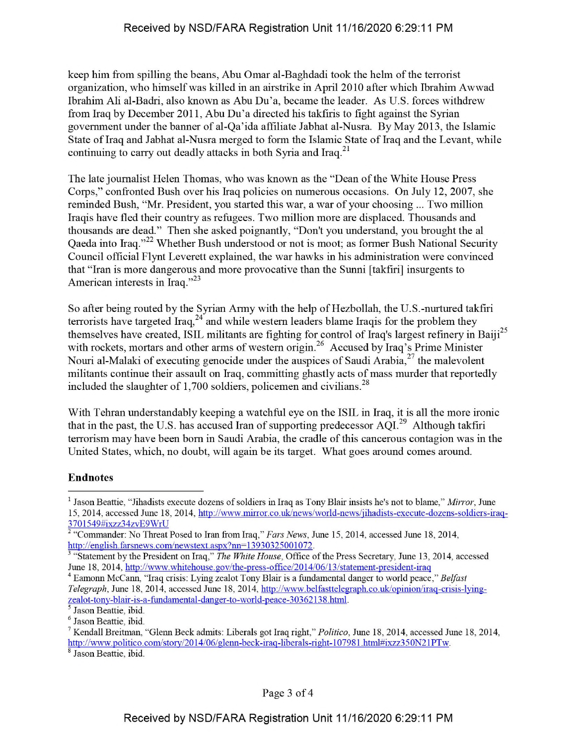keep him from spilling the beans, Abu Omar al-Baghdadi took the helm of the terrorist organization, who himself was killed in an airstrike in April 2010 after which Ibrahim Awwad Ibrahim Ali al-Badri, also known as Abu Du'a, became the leader. As U.S. forces withdrew from Iraq by December 2011, Abu Du'a directed his takfiris to fight against the Syrian government under the banner of al-Qa'ida affiliate Jabhat al-Nusra. By May 2013, the Islamic State of Iraq and Jabhat al-Nusra merged to form the Islamic State of Iraq and the Levant, while continuing to carry out deadly attacks in both Syria and Iraq.[21]

The late journalist Helen Thomas, who was known as the "Dean of the White House Press Corps," confronted Bush over his Iraq policies on numerous occasions. On July 12, 2007, she reminded Bush, "Mr. President, you started this war, a war of your choosing ... Two million Iraqis have fled their country as refugees. Two million more are displaced. Thousands and thousands are dead." Then she asked poignantly, "Don't you understand, you brought the al Qaeda into Iraq."[22] Whether Bush understood or not is moot; as former Bush National Security Council official Flynt Leverett explained, the war hawks in his administration were convinced that "Iran is more dangerous and more provocative than the Sunni [takfiri] insurgents to American interests in Iraq."[23]

So after being routed by the Syrian Army with the help of Hezbollah, the U.S.-nurtured takfiri terrorists have targeted Iraq,[24] and while western leaders blame Iraqis for the problem they themselves have created, ISIL militants are fighting for control of Iraq's largest refinery in Baiji[25] with rockets, mortars and other arms of western origin.[26] Accused by Iraq's Prime Minister Nouri al-Malaki of executing genocide under the auspices of Saudi Arabia,[27] the malevolent militants continue their assault on Iraq, committing ghastly acts of mass murder that reportedly included the slaughter of 1,700 soldiers, policemen and civilians.[28]

With Tehran understandably keeping a watchful eye on the ISIL in Iraq, it is all the more ironic that in the past, the U.S. has accused Iran of supporting predecessor AQI.[29] Although takfiri terrorism may have been born in Saudi Arabia, the cradle of this cancerous contagion was in the United States, which, no doubt, will again be its target. What goes around comes around.

**Endnotes**

---

[1] Jason Beattie, "Jihadists execute dozens of soldiers in Iraq as Tony Blair insists he's not to blame," *Mirror*, June 15, 2014, accessed June 18, 2014, http://www.mirror.co.uk/news/world-news/jihadists-execute-dozens-soldiers-iraq-3701549#ixzz34zvE9WrU

[2] "Commander: No Threat Posed to Iran from Iraq," *Fars News*, June 15, 2014, accessed June 18, 2014, http://english.farsnews.com/newstext.aspx?nn=13930325001072.

[3] "Statement by the President on Iraq," *The White House*, Office of the Press Secretary, June 13, 2014, accessed June 18, 2014, http://www.whitehouse.gov/the-press-office/2014/06/13/statement-president-iraq

[4] Eamonn McCann, "Iraq crisis: Lying zealot Tony Blair is a fundamental danger to world peace," *Belfast Telegraph*, June 18, 2014, accessed June 18, 2014, http://www.belfasttelegraph.co.uk/opinion/iraq-crisis-lying-zealot-tony-blair-is-a-fundamental-danger-to-world-peace-30362138.html.

[5] Jason Beattie, ibid.

[6] Jason Beattie, ibid.

[7] Kendall Breitman, "Glenn Beck admits: Liberals got Iraq right," *Politico*, June 18, 2014, accessed June 18, 2014, http://www.politico.com/story/2014/06/glenn-beck-iraq-liberals-right-107981.html#ixzz350N21PTw.

[8] Jason Beattie, ibid.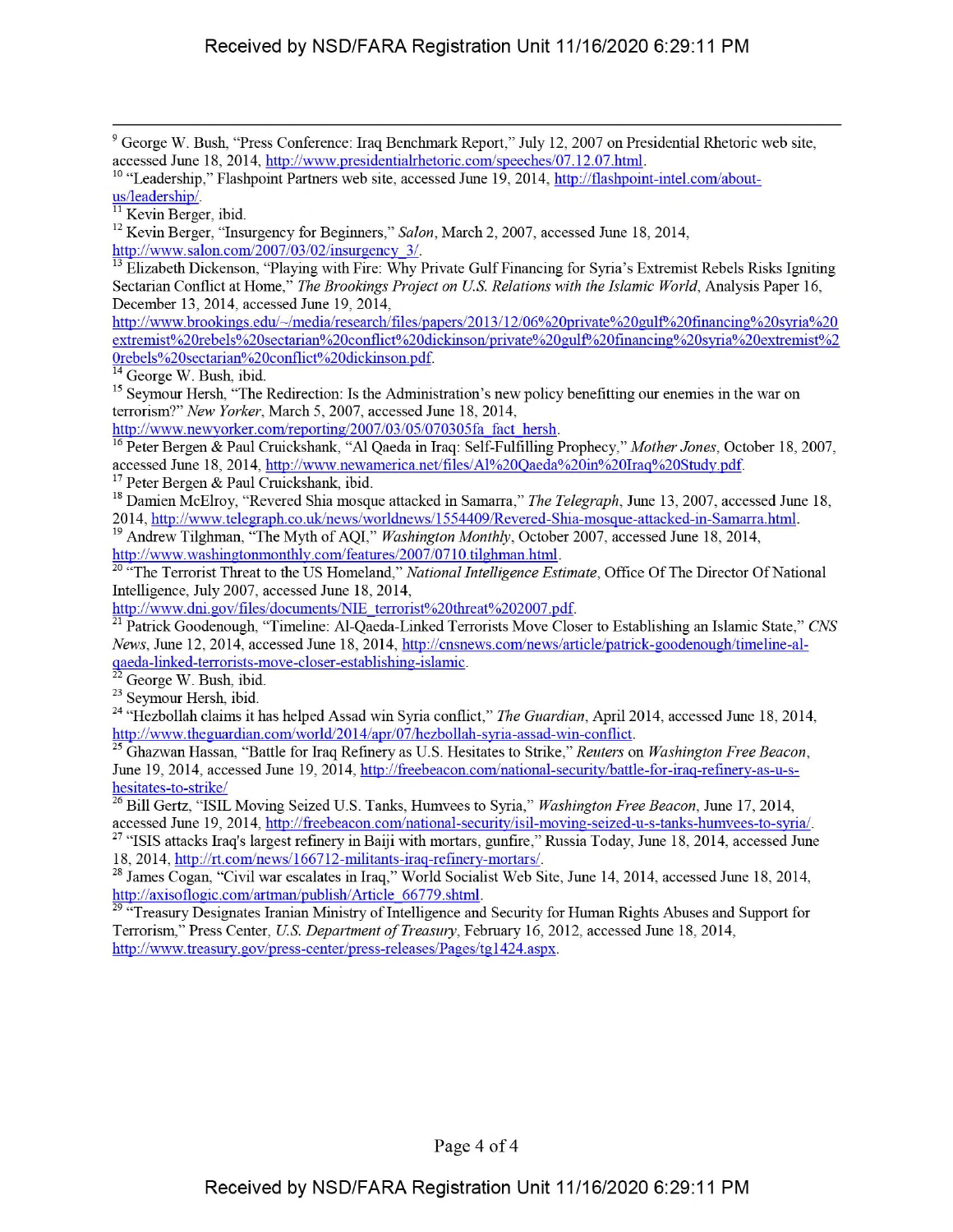[9] George W. Bush, "Press Conference: Iraq Benchmark Report," July 12, 2007 on Presidential Rhetoric web site, accessed June 18, 2014, http://www.presidentialrhetoric.com/speeches/07.12.07.html.

[10] "Leadership," Flashpoint Partners web site, accessed June 19, 2014, http://flashpoint-intel.com/about-us/leadership/.

[11] Kevin Berger, ibid.

[12] Kevin Berger, "Insurgency for Beginners," *Salon*, March 2, 2007, accessed June 18, 2014, http://www.salon.com/2007/03/02/insurgency_3/.

[13] Elizabeth Dickenson, "Playing with Fire: Why Private Gulf Financing for Syria's Extremist Rebels Risks Igniting Sectarian Conflict at Home," *The Brookings Project on U.S. Relations with the Islamic World*, Analysis Paper 16, December 13, 2014, accessed June 19, 2014, http://www.brookings.edu/~/media/research/files/papers/2013/12/06%20private%20gulf%20financing%20syria%20extremist%20rebels%20sectarian%20conflict%20dickinson/private%20gulf%20financing%20syria%20extremist%20rebels%20sectarian%20conflict%20dickinson.pdf.

[14] George W. Bush, ibid.

[15] Seymour Hersh, "The Redirection: Is the Administration's new policy benefitting our enemies in the war on terrorism?" *New Yorker*, March 5, 2007, accessed June 18, 2014, http://www.newyorker.com/reporting/2007/03/05/070305fa_fact_hersh.

[16] Peter Bergen & Paul Cruickshank, "Al Qaeda in Iraq: Self-Fulfilling Prophecy," *Mother Jones*, October 18, 2007, accessed June 18, 2014, http://www.newamerica.net/files/Al%20Qaeda%20in%20Iraq%20Study.pdf.

[17] Peter Bergen & Paul Cruickshank, ibid.

[18] Damien McElroy, "Revered Shia mosque attacked in Samarra," *The Telegraph*, June 13, 2007, accessed June 18, 2014, http://www.telegraph.co.uk/news/worldnews/1554409/Revered-Shia-mosque-attacked-in-Samarra.html.

[19] Andrew Tilghman, "The Myth of AQI," *Washington Monthly*, October 2007, accessed June 18, 2014, http://www.washingtonmonthly.com/features/2007/0710.tilghman.html.

[20] "The Terrorist Threat to the US Homeland," *National Intelligence Estimate*, Office Of The Director Of National Intelligence, July 2007, accessed June 18, 2014, http://www.dni.gov/files/documents/NIE_terrorist%20threat%202007.pdf.

[21] Patrick Goodenough, "Timeline: Al-Qaeda-Linked Terrorists Move Closer to Establishing an Islamic State," *CNS News*, June 12, 2014, accessed June 18, 2014, http://cnsnews.com/news/article/patrick-goodenough/timeline-al-qaeda-linked-terrorists-move-closer-establishing-islamic.

[22] George W. Bush, ibid.

[23] Seymour Hersh, ibid.

[24] "Hezbollah claims it has helped Assad win Syria conflict," *The Guardian*, April 2014, accessed June 18, 2014, http://www.theguardian.com/world/2014/apr/07/hezbollah-syria-assad-win-conflict.

[25] Ghazwan Hassan, "Battle for Iraq Refinery as U.S. Hesitates to Strike," *Reuters* on *Washington Free Beacon*, June 19, 2014, accessed June 19, 2014, http://freebeacon.com/national-security/battle-for-iraq-refinery-as-u-s-hesitates-to-strike/

[26] Bill Gertz, "ISIL Moving Seized U.S. Tanks, Humvees to Syria," *Washington Free Beacon*, June 17, 2014, accessed June 19, 2014, http://freebeacon.com/national-security/isil-moving-seized-u-s-tanks-humvees-to-syria/.

[27] "ISIS attacks Iraq's largest refinery in Baiji with mortars, gunfire," Russia Today, June 18, 2014, accessed June 18, 2014, http://rt.com/news/166712-militants-iraq-refinery-mortars/.

[28] James Cogan, "Civil war escalates in Iraq," World Socialist Web Site, June 14, 2014, accessed June 18, 2014, http://axisoflogic.com/artman/publish/Article_66779.shtml.

[29] "Treasury Designates Iranian Ministry of Intelligence and Security for Human Rights Abuses and Support for Terrorism," Press Center, *U.S. Department of Treasury*, February 16, 2012, accessed June 18, 2014, http://www.treasury.gov/press-center/press-releases/Pages/tg1424.aspx.